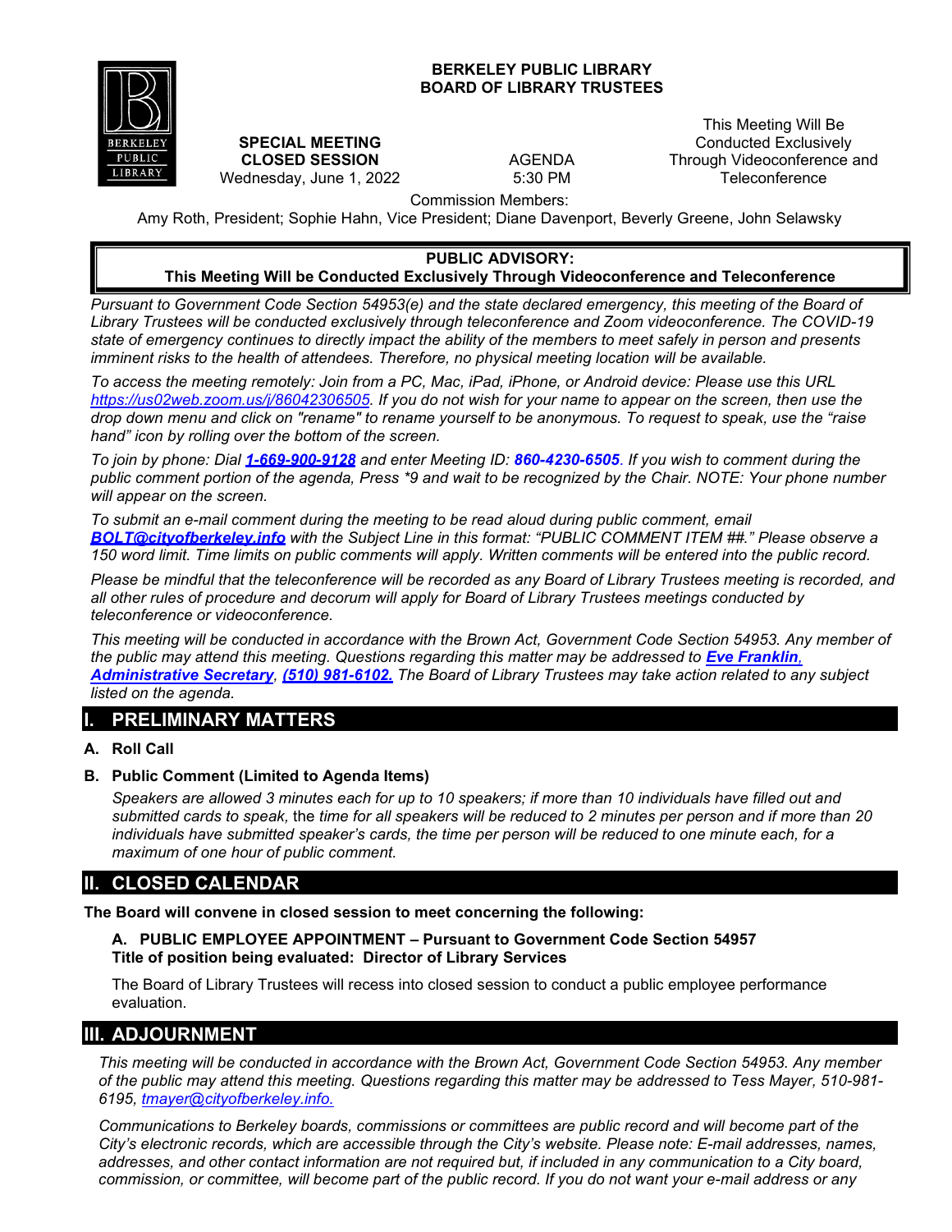# BERKELEY PUBLIC LIBRARY
# BOARD OF LIBRARY TRUSTEES

**SPECIAL MEETING**
**CLOSED SESSION**
Wednesday, June 1, 2022

AGENDA
5:30 PM

This Meeting Will Be Conducted Exclusively Through Videoconference and Teleconference

Commission Members:
Amy Roth, President; Sophie Hahn, Vice President; Diane Davenport, Beverly Greene, John Selawsky

**PUBLIC ADVISORY:**
**This Meeting Will be Conducted Exclusively Through Videoconference and Teleconference**

*Pursuant to Government Code Section 54953(e) and the state declared emergency, this meeting of the Board of Library Trustees will be conducted exclusively through teleconference and Zoom videoconference. The COVID-19 state of emergency continues to directly impact the ability of the members to meet safely in person and presents imminent risks to the health of attendees. Therefore, no physical meeting location will be available.*

*To access the meeting remotely: Join from a PC, Mac, iPad, iPhone, or Android device: Please use this URL https://us02web.zoom.us/j/86042306505. If you do not wish for your name to appear on the screen, then use the drop down menu and click on "rename" to rename yourself to be anonymous. To request to speak, use the "raise hand" icon by rolling over the bottom of the screen.*

*To join by phone: Dial **1-669-900-9128** and enter Meeting ID: **860-4230-6505**. If you wish to comment during the public comment portion of the agenda, Press \*9 and wait to be recognized by the Chair. NOTE: Your phone number will appear on the screen.*

*To submit an e-mail comment during the meeting to be read aloud during public comment, email **BOLT@cityofberkeley.info** with the Subject Line in this format: "PUBLIC COMMENT ITEM ##." Please observe a 150 word limit. Time limits on public comments will apply. Written comments will be entered into the public record.*

*Please be mindful that the teleconference will be recorded as any Board of Library Trustees meeting is recorded, and all other rules of procedure and decorum will apply for Board of Library Trustees meetings conducted by teleconference or videoconference.*

*This meeting will be conducted in accordance with the Brown Act, Government Code Section 54953. Any member of the public may attend this meeting. Questions regarding this matter may be addressed to **Eve Franklin, Administrative Secretary**, **(510) 981-6102.** The Board of Library Trustees may take action related to any subject listed on the agenda.*

## I. PRELIMINARY MATTERS

**A. Roll Call**

**B. Public Comment (Limited to Agenda Items)**

*Speakers are allowed 3 minutes each for up to 10 speakers; if more than 10 individuals have filled out and submitted cards to speak,* the *time for all speakers will be reduced to 2 minutes per person and if more than 20 individuals have submitted speaker's cards, the time per person will be reduced to one minute each, for a maximum of one hour of public comment.*

## II. CLOSED CALENDAR

**The Board will convene in closed session to meet concerning the following:**

**A. PUBLIC EMPLOYEE APPOINTMENT – Pursuant to Government Code Section 54957**
**Title of position being evaluated: Director of Library Services**

The Board of Library Trustees will recess into closed session to conduct a public employee performance evaluation.

## III. ADJOURNMENT

*This meeting will be conducted in accordance with the Brown Act, Government Code Section 54953. Any member of the public may attend this meeting. Questions regarding this matter may be addressed to Tess Mayer, 510-981-6195, tmayer@cityofberkeley.info.*

*Communications to Berkeley boards, commissions or committees are public record and will become part of the City's electronic records, which are accessible through the City's website. Please note: E-mail addresses, names, addresses, and other contact information are not required but, if included in any communication to a City board, commission, or committee, will become part of the public record. If you do not want your e-mail address or any*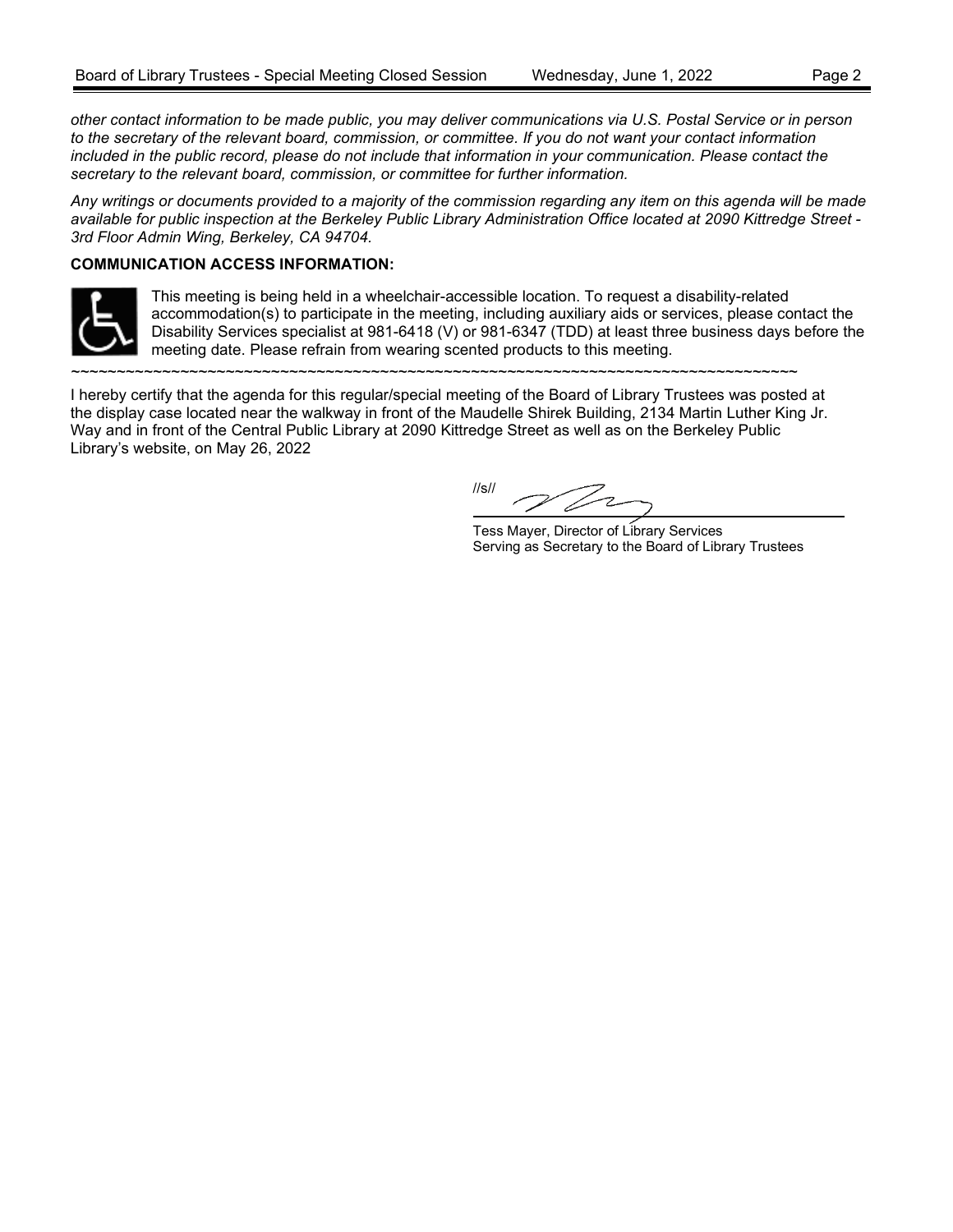*other contact information to be made public, you may deliver communications via U.S. Postal Service or in person to the secretary of the relevant board, commission, or committee. If you do not want your contact information included in the public record, please do not include that information in your communication. Please contact the secretary to the relevant board, commission, or committee for further information.*

*Any writings or documents provided to a majority of the commission regarding any item on this agenda will be made available for public inspection at the Berkeley Public Library Administration Office located at 2090 Kittredge Street - 3rd Floor Admin Wing, Berkeley, CA 94704.*

**COMMUNICATION ACCESS INFORMATION:**

This meeting is being held in a wheelchair-accessible location. To request a disability-related accommodation(s) to participate in the meeting, including auxiliary aids or services, please contact the Disability Services specialist at 981-6418 (V) or 981-6347 (TDD) at least three business days before the meeting date. Please refrain from wearing scented products to this meeting.

~~~~~~~~~~~~~~~~~~~~~~~~~~~~~~~~~~~~~~~~~~~~~~~~~~~~~~~~~~~~~~~~~~~~~~~~~~~~~~~~

I hereby certify that the agenda for this regular/special meeting of the Board of Library Trustees was posted at the display case located near the walkway in front of the Maudelle Shirek Building, 2134 Martin Luther King Jr. Way and in front of the Central Public Library at 2090 Kittredge Street as well as on the Berkeley Public Library's website, on May 26, 2022

//s//

Tess Mayer, Director of Library Services
Serving as Secretary to the Board of Library Trustees